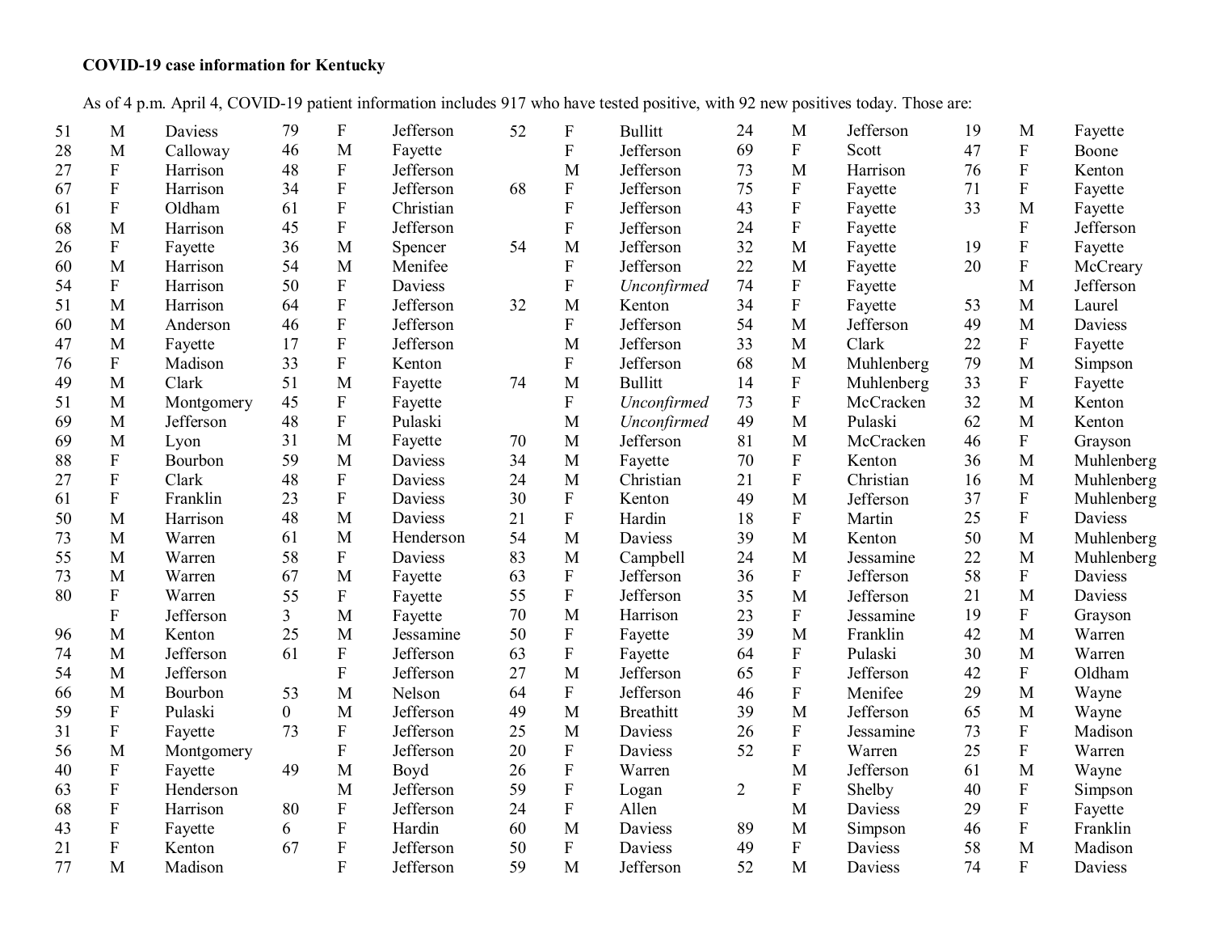**COVID-19 case information for Kentucky**

As of 4 p.m. April 4, COVID-19 patient information includes 917 who have tested positive, with 92 new positives today. Those are:

| | | | | | | | | | | | | | | |
|---|---|---|---|---|---|---|---|---|---|---|---|---|---|---|
| 51 | M | Daviess | 79 | F | Jefferson | 52 | F | Bullitt | 24 | M | Jefferson | 19 | M | Fayette |
| 28 | M | Calloway | 46 | M | Fayette | | F | Jefferson | 69 | F | Scott | 47 | F | Boone |
| 27 | F | Harrison | 48 | F | Jefferson | | M | Jefferson | 73 | M | Harrison | 76 | F | Kenton |
| 67 | F | Harrison | 34 | F | Jefferson | 68 | F | Jefferson | 75 | F | Fayette | 71 | F | Fayette |
| 61 | F | Oldham | 61 | F | Christian | | F | Jefferson | 43 | F | Fayette | 33 | M | Fayette |
| 68 | M | Harrison | 45 | F | Jefferson | | F | Jefferson | 24 | F | Fayette | | F | Jefferson |
| 26 | F | Fayette | 36 | M | Spencer | 54 | M | Jefferson | 32 | M | Fayette | 19 | F | Fayette |
| 60 | M | Harrison | 54 | M | Menifee | | F | Jefferson | 22 | M | Fayette | 20 | F | McCreary |
| 54 | F | Harrison | 50 | F | Daviess | | F | *Unconfirmed* | 74 | F | Fayette | | M | Jefferson |
| 51 | M | Harrison | 64 | F | Jefferson | 32 | M | Kenton | 34 | F | Fayette | 53 | M | Laurel |
| 60 | M | Anderson | 46 | F | Jefferson | | F | Jefferson | 54 | M | Jefferson | 49 | M | Daviess |
| 47 | M | Fayette | 17 | F | Jefferson | | M | Jefferson | 33 | M | Clark | 22 | F | Fayette |
| 76 | F | Madison | 33 | F | Kenton | | F | Jefferson | 68 | M | Muhlenberg | 79 | M | Simpson |
| 49 | M | Clark | 51 | M | Fayette | 74 | M | Bullitt | 14 | F | Muhlenberg | 33 | F | Fayette |
| 51 | M | Montgomery | 45 | F | Fayette | | F | *Unconfirmed* | 73 | F | McCracken | 32 | M | Kenton |
| 69 | M | Jefferson | 48 | F | Pulaski | | M | *Unconfirmed* | 49 | M | Pulaski | 62 | M | Kenton |
| 69 | M | Lyon | 31 | M | Fayette | 70 | M | Jefferson | 81 | M | McCracken | 46 | F | Grayson |
| 88 | F | Bourbon | 59 | M | Daviess | 34 | M | Fayette | 70 | F | Kenton | 36 | M | Muhlenberg |
| 27 | F | Clark | 48 | F | Daviess | 24 | M | Christian | 21 | F | Christian | 16 | M | Muhlenberg |
| 61 | F | Franklin | 23 | F | Daviess | 30 | F | Kenton | 49 | M | Jefferson | 37 | F | Muhlenberg |
| 50 | M | Harrison | 48 | M | Daviess | 21 | F | Hardin | 18 | F | Martin | 25 | F | Daviess |
| 73 | M | Warren | 61 | M | Henderson | 54 | M | Daviess | 39 | M | Kenton | 50 | M | Muhlenberg |
| 55 | M | Warren | 58 | F | Daviess | 83 | M | Campbell | 24 | M | Jessamine | 22 | M | Muhlenberg |
| 73 | M | Warren | 67 | M | Fayette | 63 | F | Jefferson | 36 | F | Jefferson | 58 | F | Daviess |
| 80 | F | Warren | 55 | F | Fayette | 55 | F | Jefferson | 35 | M | Jefferson | 21 | M | Daviess |
| | F | Jefferson | 3 | M | Fayette | 70 | M | Harrison | 23 | F | Jessamine | 19 | F | Grayson |
| 96 | M | Kenton | 25 | M | Jessamine | 50 | F | Fayette | 39 | M | Franklin | 42 | M | Warren |
| 74 | M | Jefferson | 61 | F | Jefferson | 63 | F | Fayette | 64 | F | Pulaski | 30 | M | Warren |
| 54 | M | Jefferson | | F | Jefferson | 27 | M | Jefferson | 65 | F | Jefferson | 42 | F | Oldham |
| 66 | M | Bourbon | 53 | M | Nelson | 64 | F | Jefferson | 46 | F | Menifee | 29 | M | Wayne |
| 59 | F | Pulaski | 0 | M | Jefferson | 49 | M | Breathitt | 39 | M | Jefferson | 65 | M | Wayne |
| 31 | F | Fayette | 73 | F | Jefferson | 25 | M | Daviess | 26 | F | Jessamine | 73 | F | Madison |
| 56 | M | Montgomery | | F | Jefferson | 20 | F | Daviess | 52 | F | Warren | 25 | F | Warren |
| 40 | F | Fayette | 49 | M | Boyd | 26 | F | Warren | | M | Jefferson | 61 | M | Wayne |
| 63 | F | Henderson | | M | Jefferson | 59 | F | Logan | 2 | F | Shelby | 40 | F | Simpson |
| 68 | F | Harrison | 80 | F | Jefferson | 24 | F | Allen | | M | Daviess | 29 | F | Fayette |
| 43 | F | Fayette | 6 | F | Hardin | 60 | M | Daviess | 89 | M | Simpson | 46 | F | Franklin |
| 21 | F | Kenton | 67 | F | Jefferson | 50 | F | Daviess | 49 | F | Daviess | 58 | M | Madison |
| 77 | M | Madison | | F | Jefferson | 59 | M | Jefferson | 52 | M | Daviess | 74 | F | Daviess |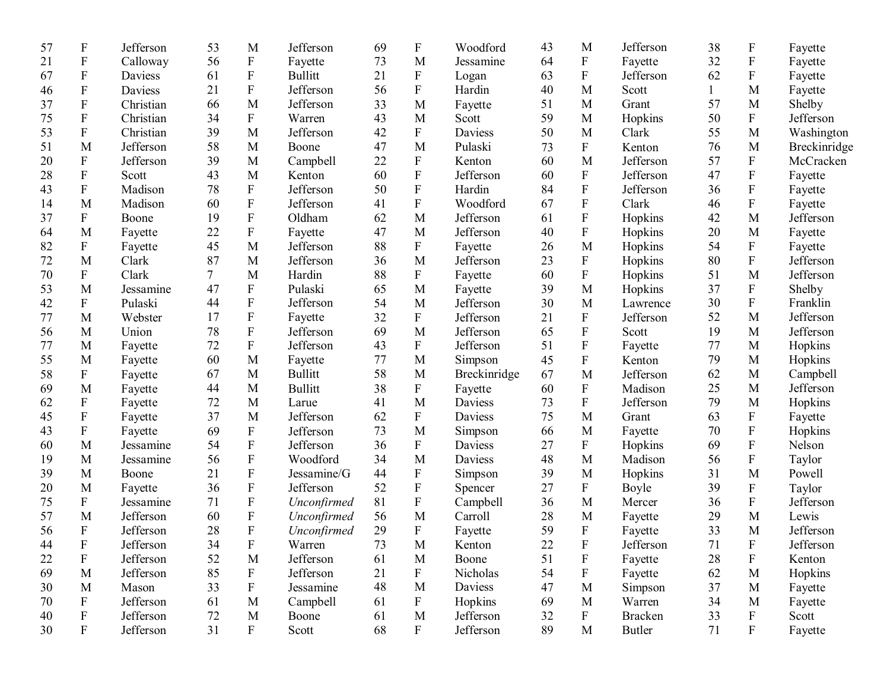| | | | | | | | | | | | | | | |
|---|---|---|---|---|---|---|---|---|---|---|---|---|---|---|
| 57 | F | Jefferson | 53 | M | Jefferson | 69 | F | Woodford | 43 | M | Jefferson | 38 | F | Fayette |
| 21 | F | Calloway | 56 | F | Fayette | 73 | M | Jessamine | 64 | F | Fayette | 32 | F | Fayette |
| 67 | F | Daviess | 61 | F | Bullitt | 21 | F | Logan | 63 | F | Jefferson | 62 | F | Fayette |
| 46 | F | Daviess | 21 | F | Jefferson | 56 | F | Hardin | 40 | M | Scott | 1 | M | Fayette |
| 37 | F | Christian | 66 | M | Jefferson | 33 | M | Fayette | 51 | M | Grant | 57 | M | Shelby |
| 75 | F | Christian | 34 | F | Warren | 43 | M | Scott | 59 | M | Hopkins | 50 | F | Jefferson |
| 53 | F | Christian | 39 | M | Jefferson | 42 | F | Daviess | 50 | M | Clark | 55 | M | Washington |
| 51 | M | Jefferson | 58 | M | Boone | 47 | M | Pulaski | 73 | F | Kenton | 76 | M | Breckinridge |
| 20 | F | Jefferson | 39 | M | Campbell | 22 | F | Kenton | 60 | M | Jefferson | 57 | F | McCracken |
| 28 | F | Scott | 43 | M | Kenton | 60 | F | Jefferson | 60 | F | Jefferson | 47 | F | Fayette |
| 43 | F | Madison | 78 | F | Jefferson | 50 | F | Hardin | 84 | F | Jefferson | 36 | F | Fayette |
| 14 | M | Madison | 60 | F | Jefferson | 41 | F | Woodford | 67 | F | Clark | 46 | F | Fayette |
| 37 | F | Boone | 19 | F | Oldham | 62 | M | Jefferson | 61 | F | Hopkins | 42 | M | Jefferson |
| 64 | M | Fayette | 22 | F | Fayette | 47 | M | Jefferson | 40 | F | Hopkins | 20 | M | Fayette |
| 82 | F | Fayette | 45 | M | Jefferson | 88 | F | Fayette | 26 | M | Hopkins | 54 | F | Fayette |
| 72 | M | Clark | 87 | M | Jefferson | 36 | M | Jefferson | 23 | F | Hopkins | 80 | F | Jefferson |
| 70 | F | Clark | 7 | M | Hardin | 88 | F | Fayette | 60 | F | Hopkins | 51 | M | Jefferson |
| 53 | M | Jessamine | 47 | F | Pulaski | 65 | M | Fayette | 39 | M | Hopkins | 37 | F | Shelby |
| 42 | F | Pulaski | 44 | F | Jefferson | 54 | M | Jefferson | 30 | M | Lawrence | 30 | F | Franklin |
| 77 | M | Webster | 17 | F | Fayette | 32 | F | Jefferson | 21 | F | Jefferson | 52 | M | Jefferson |
| 56 | M | Union | 78 | F | Jefferson | 69 | M | Jefferson | 65 | F | Scott | 19 | M | Jefferson |
| 77 | M | Fayette | 72 | F | Jefferson | 43 | F | Jefferson | 51 | F | Fayette | 77 | M | Hopkins |
| 55 | M | Fayette | 60 | M | Fayette | 77 | M | Simpson | 45 | F | Kenton | 79 | M | Hopkins |
| 58 | F | Fayette | 67 | M | Bullitt | 58 | M | Breckinridge | 67 | M | Jefferson | 62 | M | Campbell |
| 69 | M | Fayette | 44 | M | Bullitt | 38 | F | Fayette | 60 | F | Madison | 25 | M | Jefferson |
| 62 | F | Fayette | 72 | M | Larue | 41 | M | Daviess | 73 | F | Jefferson | 79 | M | Hopkins |
| 45 | F | Fayette | 37 | M | Jefferson | 62 | F | Daviess | 75 | M | Grant | 63 | F | Fayette |
| 43 | F | Fayette | 69 | F | Jefferson | 73 | M | Simpson | 66 | M | Fayette | 70 | F | Hopkins |
| 60 | M | Jessamine | 54 | F | Jefferson | 36 | F | Daviess | 27 | F | Hopkins | 69 | F | Nelson |
| 19 | M | Jessamine | 56 | F | Woodford | 34 | M | Daviess | 48 | M | Madison | 56 | F | Taylor |
| 39 | M | Boone | 21 | F | Jessamine/G | 44 | F | Simpson | 39 | M | Hopkins | 31 | M | Powell |
| 20 | M | Fayette | 36 | F | Jefferson | 52 | F | Spencer | 27 | F | Boyle | 39 | F | Taylor |
| 75 | F | Jessamine | 71 | F | *Unconfirmed* | 81 | F | Campbell | 36 | M | Mercer | 36 | F | Jefferson |
| 57 | M | Jefferson | 60 | F | *Unconfirmed* | 56 | M | Carroll | 28 | M | Fayette | 29 | M | Lewis |
| 56 | F | Jefferson | 28 | F | *Unconfirmed* | 29 | F | Fayette | 59 | F | Fayette | 33 | M | Jefferson |
| 44 | F | Jefferson | 34 | F | Warren | 73 | M | Kenton | 22 | F | Jefferson | 71 | F | Jefferson |
| 22 | F | Jefferson | 52 | M | Jefferson | 61 | M | Boone | 51 | F | Fayette | 28 | F | Kenton |
| 69 | M | Jefferson | 85 | F | Jefferson | 21 | F | Nicholas | 54 | F | Fayette | 62 | M | Hopkins |
| 30 | M | Mason | 33 | F | Jessamine | 48 | M | Daviess | 47 | M | Simpson | 37 | M | Fayette |
| 70 | F | Jefferson | 61 | M | Campbell | 61 | F | Hopkins | 69 | M | Warren | 34 | M | Fayette |
| 40 | F | Jefferson | 72 | M | Boone | 61 | M | Jefferson | 32 | F | Bracken | 33 | F | Scott |
| 30 | F | Jefferson | 31 | F | Scott | 68 | F | Jefferson | 89 | M | Butler | 71 | F | Fayette |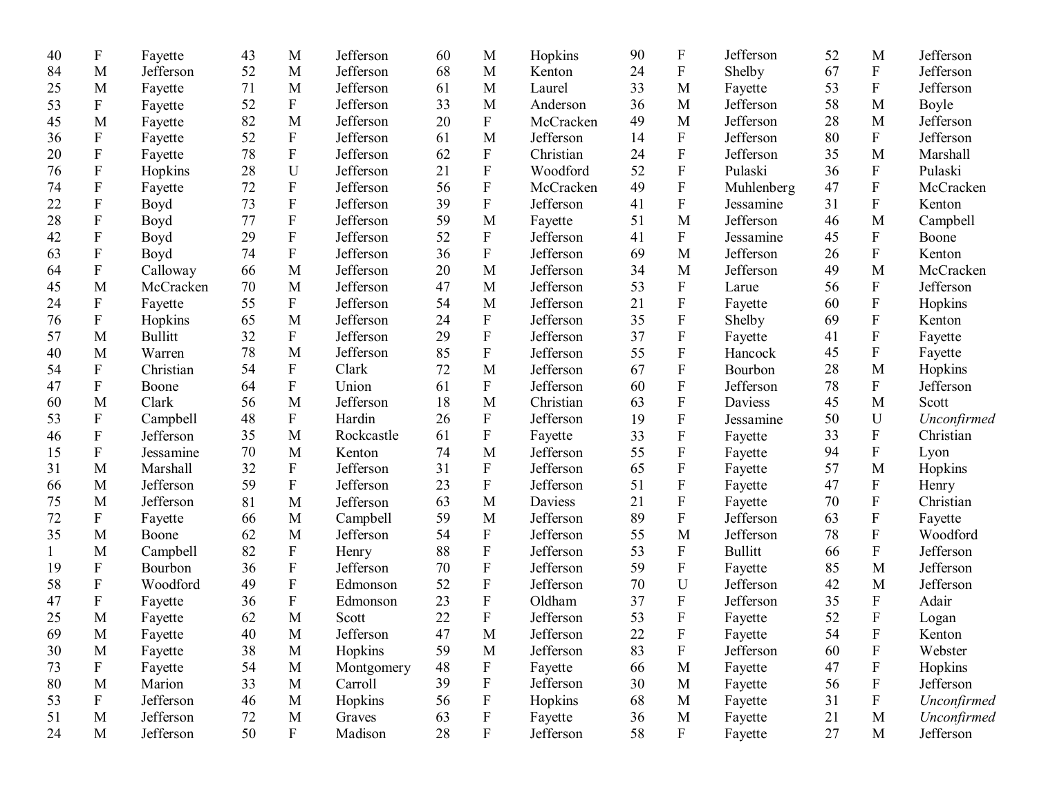| | | |
|---|---|---|
| 40 | F | Fayette |
| 84 | M | Jefferson |
| 25 | M | Fayette |
| 53 | F | Fayette |
| 45 | M | Fayette |
| 36 | F | Fayette |
| 20 | F | Fayette |
| 76 | F | Hopkins |
| 74 | F | Fayette |
| 22 | F | Boyd |
| 28 | F | Boyd |
| 42 | F | Boyd |
| 63 | F | Boyd |
| 64 | F | Calloway |
| 45 | M | McCracken |
| 24 | F | Fayette |
| 76 | F | Hopkins |
| 57 | M | Bullitt |
| 40 | M | Warren |
| 54 | F | Christian |
| 47 | F | Boone |
| 60 | M | Clark |
| 53 | F | Campbell |
| 46 | F | Jefferson |
| 15 | F | Jessamine |
| 31 | M | Marshall |
| 66 | M | Jefferson |
| 75 | M | Jefferson |
| 72 | F | Fayette |
| 35 | M | Boone |
| 1 | M | Campbell |
| 19 | F | Bourbon |
| 58 | F | Woodford |
| 47 | F | Fayette |
| 25 | M | Fayette |
| 69 | M | Fayette |
| 30 | M | Fayette |
| 73 | F | Fayette |
| 80 | M | Marion |
| 53 | F | Jefferson |
| 51 | M | Jefferson |
| 24 | M | Jefferson |
| 43 | M | Jefferson |
| 52 | M | Jefferson |
| 71 | M | Jefferson |
| 52 | F | Jefferson |
| 82 | M | Jefferson |
| 52 | F | Jefferson |
| 78 | F | Jefferson |
| 28 | U | Jefferson |
| 72 | F | Jefferson |
| 73 | F | Jefferson |
| 77 | F | Jefferson |
| 29 | F | Jefferson |
| 74 | F | Jefferson |
| 66 | M | Jefferson |
| 70 | M | Jefferson |
| 55 | F | Jefferson |
| 65 | M | Jefferson |
| 32 | F | Jefferson |
| 78 | M | Jefferson |
| 54 | F | Clark |
| 64 | F | Union |
| 56 | M | Jefferson |
| 48 | F | Hardin |
| 35 | M | Rockcastle |
| 70 | M | Kenton |
| 32 | F | Jefferson |
| 59 | F | Jefferson |
| 81 | M | Jefferson |
| 66 | M | Campbell |
| 62 | M | Jefferson |
| 82 | F | Henry |
| 36 | F | Jefferson |
| 49 | F | Edmonson |
| 36 | F | Edmonson |
| 62 | M | Scott |
| 40 | M | Jefferson |
| 38 | M | Hopkins |
| 54 | M | Montgomery |
| 33 | M | Carroll |
| 46 | M | Hopkins |
| 72 | M | Graves |
| 50 | F | Madison |
| 60 | M | Hopkins |
| 68 | M | Kenton |
| 61 | M | Laurel |
| 33 | M | Anderson |
| 20 | F | McCracken |
| 61 | M | Jefferson |
| 62 | F | Christian |
| 21 | F | Woodford |
| 56 | F | McCracken |
| 39 | F | Jefferson |
| 59 | M | Fayette |
| 52 | F | Jefferson |
| 36 | F | Jefferson |
| 20 | M | Jefferson |
| 47 | M | Jefferson |
| 54 | M | Jefferson |
| 24 | F | Jefferson |
| 29 | F | Jefferson |
| 85 | F | Jefferson |
| 72 | M | Jefferson |
| 61 | F | Jefferson |
| 18 | M | Christian |
| 26 | F | Jefferson |
| 61 | F | Fayette |
| 74 | M | Jefferson |
| 31 | F | Jefferson |
| 23 | F | Jefferson |
| 63 | M | Daviess |
| 59 | M | Jefferson |
| 54 | F | Jefferson |
| 88 | F | Jefferson |
| 70 | F | Jefferson |
| 52 | F | Jefferson |
| 23 | F | Oldham |
| 22 | F | Jefferson |
| 47 | M | Jefferson |
| 59 | M | Jefferson |
| 48 | F | Fayette |
| 39 | F | Jefferson |
| 56 | F | Hopkins |
| 63 | F | Fayette |
| 28 | F | Jefferson |
| 90 | F | Jefferson |
| 24 | F | Shelby |
| 33 | M | Fayette |
| 36 | M | Jefferson |
| 49 | M | Jefferson |
| 14 | F | Jefferson |
| 24 | F | Jefferson |
| 52 | F | Pulaski |
| 49 | F | Muhlenberg |
| 41 | F | Jessamine |
| 51 | M | Jefferson |
| 41 | F | Jessamine |
| 69 | M | Jefferson |
| 34 | M | Jefferson |
| 53 | F | Larue |
| 21 | F | Fayette |
| 35 | F | Shelby |
| 37 | F | Fayette |
| 55 | F | Hancock |
| 67 | F | Bourbon |
| 60 | F | Jefferson |
| 63 | F | Daviess |
| 19 | F | Jessamine |
| 33 | F | Fayette |
| 55 | F | Fayette |
| 65 | F | Fayette |
| 51 | F | Fayette |
| 21 | F | Fayette |
| 89 | F | Jefferson |
| 55 | M | Jefferson |
| 53 | F | Bullitt |
| 59 | F | Fayette |
| 70 | U | Jefferson |
| 37 | F | Jefferson |
| 53 | F | Fayette |
| 22 | F | Fayette |
| 83 | F | Jefferson |
| 66 | M | Fayette |
| 30 | M | Fayette |
| 68 | M | Fayette |
| 36 | M | Fayette |
| 58 | F | Fayette |
| 52 | M | Jefferson |
| 67 | F | Jefferson |
| 53 | F | Jefferson |
| 58 | M | Boyle |
| 28 | M | Jefferson |
| 80 | F | Jefferson |
| 35 | M | Marshall |
| 36 | F | Pulaski |
| 47 | F | McCracken |
| 31 | F | Kenton |
| 46 | M | Campbell |
| 45 | F | Boone |
| 26 | F | Kenton |
| 49 | M | McCracken |
| 56 | F | Jefferson |
| 60 | F | Hopkins |
| 69 | F | Kenton |
| 41 | F | Fayette |
| 45 | F | Fayette |
| 28 | M | Hopkins |
| 78 | F | Jefferson |
| 45 | M | Scott |
| 50 | U | *Unconfirmed* |
| 33 | F | Christian |
| 94 | F | Lyon |
| 57 | M | Hopkins |
| 47 | F | Henry |
| 70 | F | Christian |
| 63 | F | Fayette |
| 78 | F | Woodford |
| 66 | F | Jefferson |
| 85 | M | Jefferson |
| 42 | M | Jefferson |
| 35 | F | Adair |
| 52 | F | Logan |
| 54 | F | Kenton |
| 60 | F | Webster |
| 47 | F | Hopkins |
| 56 | F | Jefferson |
| 31 | F | *Unconfirmed* |
| 21 | M | *Unconfirmed* |
| 27 | M | Jefferson |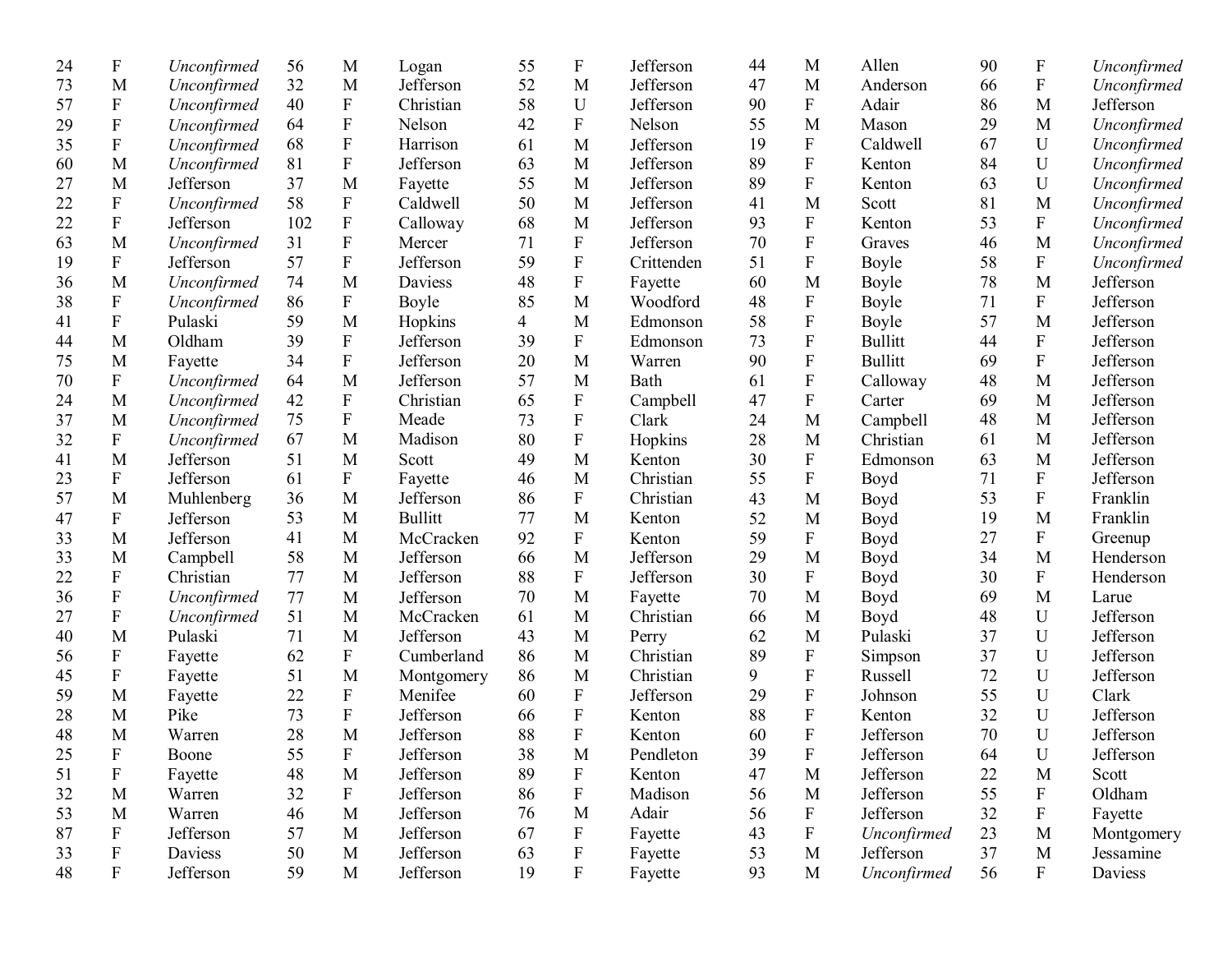| | | | | | | | | | | | | | | |
|---|---|---|---|---|---|---|---|---|---|---|---|---|---|---|
| 24 | F | *Unconfirmed* | 56 | M | Logan | 55 | F | Jefferson | 44 | M | Allen | 90 | F | *Unconfirmed* |
| 73 | M | *Unconfirmed* | 32 | M | Jefferson | 52 | M | Jefferson | 47 | M | Anderson | 66 | F | *Unconfirmed* |
| 57 | F | *Unconfirmed* | 40 | F | Christian | 58 | U | Jefferson | 90 | F | Adair | 86 | M | Jefferson |
| 29 | F | *Unconfirmed* | 64 | F | Nelson | 42 | F | Nelson | 55 | M | Mason | 29 | M | *Unconfirmed* |
| 35 | F | *Unconfirmed* | 68 | F | Harrison | 61 | M | Jefferson | 19 | F | Caldwell | 67 | U | *Unconfirmed* |
| 60 | M | *Unconfirmed* | 81 | F | Jefferson | 63 | M | Jefferson | 89 | F | Kenton | 84 | U | *Unconfirmed* |
| 27 | M | Jefferson | 37 | M | Fayette | 55 | M | Jefferson | 89 | F | Kenton | 63 | U | *Unconfirmed* |
| 22 | F | *Unconfirmed* | 58 | F | Caldwell | 50 | M | Jefferson | 41 | M | Scott | 81 | M | *Unconfirmed* |
| 22 | F | Jefferson | 102 | F | Calloway | 68 | M | Jefferson | 93 | F | Kenton | 53 | F | *Unconfirmed* |
| 63 | M | *Unconfirmed* | 31 | F | Mercer | 71 | F | Jefferson | 70 | F | Graves | 46 | M | *Unconfirmed* |
| 19 | F | Jefferson | 57 | F | Jefferson | 59 | F | Crittenden | 51 | F | Boyle | 58 | F | *Unconfirmed* |
| 36 | M | *Unconfirmed* | 74 | M | Daviess | 48 | F | Fayette | 60 | M | Boyle | 78 | M | Jefferson |
| 38 | F | *Unconfirmed* | 86 | F | Boyle | 85 | M | Woodford | 48 | F | Boyle | 71 | F | Jefferson |
| 41 | F | Pulaski | 59 | M | Hopkins | 4 | M | Edmonson | 58 | F | Boyle | 57 | M | Jefferson |
| 44 | M | Oldham | 39 | F | Jefferson | 39 | F | Edmonson | 73 | F | Bullitt | 44 | F | Jefferson |
| 75 | M | Fayette | 34 | F | Jefferson | 20 | M | Warren | 90 | F | Bullitt | 69 | F | Jefferson |
| 70 | F | *Unconfirmed* | 64 | M | Jefferson | 57 | M | Bath | 61 | F | Calloway | 48 | M | Jefferson |
| 24 | M | *Unconfirmed* | 42 | F | Christian | 65 | F | Campbell | 47 | F | Carter | 69 | M | Jefferson |
| 37 | M | *Unconfirmed* | 75 | F | Meade | 73 | F | Clark | 24 | M | Campbell | 48 | M | Jefferson |
| 32 | F | *Unconfirmed* | 67 | M | Madison | 80 | F | Hopkins | 28 | M | Christian | 61 | M | Jefferson |
| 41 | M | Jefferson | 51 | M | Scott | 49 | M | Kenton | 30 | F | Edmonson | 63 | M | Jefferson |
| 23 | F | Jefferson | 61 | F | Fayette | 46 | M | Christian | 55 | F | Boyd | 71 | F | Jefferson |
| 57 | M | Muhlenberg | 36 | M | Jefferson | 86 | F | Christian | 43 | M | Boyd | 53 | F | Franklin |
| 47 | F | Jefferson | 53 | M | Bullitt | 77 | M | Kenton | 52 | M | Boyd | 19 | M | Franklin |
| 33 | M | Jefferson | 41 | M | McCracken | 92 | F | Kenton | 59 | F | Boyd | 27 | F | Greenup |
| 33 | M | Campbell | 58 | M | Jefferson | 66 | M | Jefferson | 29 | M | Boyd | 34 | M | Henderson |
| 22 | F | Christian | 77 | M | Jefferson | 88 | F | Jefferson | 30 | F | Boyd | 30 | F | Henderson |
| 36 | F | *Unconfirmed* | 77 | M | Jefferson | 70 | M | Fayette | 70 | M | Boyd | 69 | M | Larue |
| 27 | F | *Unconfirmed* | 51 | M | McCracken | 61 | M | Christian | 66 | M | Boyd | 48 | U | Jefferson |
| 40 | M | Pulaski | 71 | M | Jefferson | 43 | M | Perry | 62 | M | Pulaski | 37 | U | Jefferson |
| 56 | F | Fayette | 62 | F | Cumberland | 86 | M | Christian | 89 | F | Simpson | 37 | U | Jefferson |
| 45 | F | Fayette | 51 | M | Montgomery | 86 | M | Christian | 9 | F | Russell | 72 | U | Jefferson |
| 59 | M | Fayette | 22 | F | Menifee | 60 | F | Jefferson | 29 | F | Johnson | 55 | U | Clark |
| 28 | M | Pike | 73 | F | Jefferson | 66 | F | Kenton | 88 | F | Kenton | 32 | U | Jefferson |
| 48 | M | Warren | 28 | M | Jefferson | 88 | F | Kenton | 60 | F | Jefferson | 70 | U | Jefferson |
| 25 | F | Boone | 55 | F | Jefferson | 38 | M | Pendleton | 39 | F | Jefferson | 64 | U | Jefferson |
| 51 | F | Fayette | 48 | M | Jefferson | 89 | F | Kenton | 47 | M | Jefferson | 22 | M | Scott |
| 32 | M | Warren | 32 | F | Jefferson | 86 | F | Madison | 56 | M | Jefferson | 55 | F | Oldham |
| 53 | M | Warren | 46 | M | Jefferson | 76 | M | Adair | 56 | F | Jefferson | 32 | F | Fayette |
| 87 | F | Jefferson | 57 | M | Jefferson | 67 | F | Fayette | 43 | F | *Unconfirmed* | 23 | M | Montgomery |
| 33 | F | Daviess | 50 | M | Jefferson | 63 | F | Fayette | 53 | M | Jefferson | 37 | M | Jessamine |
| 48 | F | Jefferson | 59 | M | Jefferson | 19 | F | Fayette | 93 | M | *Unconfirmed* | 56 | F | Daviess |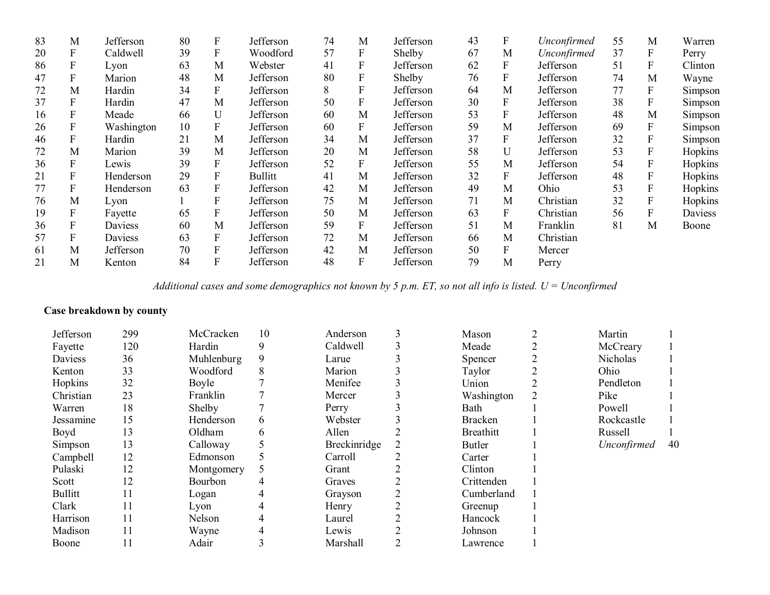| | | | | | | | | | | | | | | |
|---|---|---|---|---|---|---|---|---|---|---|---|---|---|---|
| 83 | M | Jefferson | 80 | F | Jefferson | 74 | M | Jefferson | 43 | F | *Unconfirmed* | 55 | M | Warren |
| 20 | F | Caldwell | 39 | F | Woodford | 57 | F | Shelby | 67 | M | *Unconfirmed* | 37 | F | Perry |
| 86 | F | Lyon | 63 | M | Webster | 41 | F | Jefferson | 62 | F | Jefferson | 51 | F | Clinton |
| 47 | F | Marion | 48 | M | Jefferson | 80 | F | Shelby | 76 | F | Jefferson | 74 | M | Wayne |
| 72 | M | Hardin | 34 | F | Jefferson | 8 | F | Jefferson | 64 | M | Jefferson | 77 | F | Simpson |
| 37 | F | Hardin | 47 | M | Jefferson | 50 | F | Jefferson | 30 | F | Jefferson | 38 | F | Simpson |
| 16 | F | Meade | 66 | U | Jefferson | 60 | M | Jefferson | 53 | F | Jefferson | 48 | M | Simpson |
| 26 | F | Washington | 10 | F | Jefferson | 60 | F | Jefferson | 59 | M | Jefferson | 69 | F | Simpson |
| 46 | F | Hardin | 21 | M | Jefferson | 34 | M | Jefferson | 37 | F | Jefferson | 32 | F | Simpson |
| 72 | M | Marion | 39 | M | Jefferson | 20 | M | Jefferson | 58 | U | Jefferson | 53 | F | Hopkins |
| 36 | F | Lewis | 39 | F | Jefferson | 52 | F | Jefferson | 55 | M | Jefferson | 54 | F | Hopkins |
| 21 | F | Henderson | 29 | F | Bullitt | 41 | M | Jefferson | 32 | F | Jefferson | 48 | F | Hopkins |
| 77 | F | Henderson | 63 | F | Jefferson | 42 | M | Jefferson | 49 | M | Ohio | 53 | F | Hopkins |
| 76 | M | Lyon | 1 | F | Jefferson | 75 | M | Jefferson | 71 | M | Christian | 32 | F | Hopkins |
| 19 | F | Fayette | 65 | F | Jefferson | 50 | M | Jefferson | 63 | F | Christian | 56 | F | Daviess |
| 36 | F | Daviess | 60 | M | Jefferson | 59 | F | Jefferson | 51 | M | Franklin | 81 | M | Boone |
| 57 | F | Daviess | 63 | F | Jefferson | 72 | M | Jefferson | 66 | M | Christian | | | |
| 61 | M | Jefferson | 70 | F | Jefferson | 42 | M | Jefferson | 50 | F | Mercer | | | |
| 21 | M | Kenton | 84 | F | Jefferson | 48 | F | Jefferson | 79 | M | Perry | | | |

*Additional cases and some demographics not known by 5 p.m. ET, so not all info is listed. U = Unconfirmed*

**Case breakdown by county**

| | | | | | | | | | |
|---|---|---|---|---|---|---|---|---|---|
| Jefferson | 299 | McCracken | 10 | Anderson | 3 | Mason | 2 | Martin | 1 |
| Fayette | 120 | Hardin | 9 | Caldwell | 3 | Meade | 2 | McCreary | 1 |
| Daviess | 36 | Muhlenburg | 9 | Larue | 3 | Spencer | 2 | Nicholas | 1 |
| Kenton | 33 | Woodford | 8 | Marion | 3 | Taylor | 2 | Ohio | 1 |
| Hopkins | 32 | Boyle | 7 | Menifee | 3 | Union | 2 | Pendleton | 1 |
| Christian | 23 | Franklin | 7 | Mercer | 3 | Washington | 2 | Pike | 1 |
| Warren | 18 | Shelby | 7 | Perry | 3 | Bath | 1 | Powell | 1 |
| Jessamine | 15 | Henderson | 6 | Webster | 3 | Bracken | 1 | Rockcastle | 1 |
| Boyd | 13 | Oldham | 6 | Allen | 2 | Breathitt | 1 | Russell | 1 |
| Simpson | 13 | Calloway | 5 | Breckinridge | 2 | Butler | 1 | *Unconfirmed* | 40 |
| Campbell | 12 | Edmonson | 5 | Carroll | 2 | Carter | 1 | | |
| Pulaski | 12 | Montgomery | 5 | Grant | 2 | Clinton | 1 | | |
| Scott | 12 | Bourbon | 4 | Graves | 2 | Crittenden | 1 | | |
| Bullitt | 11 | Logan | 4 | Grayson | 2 | Cumberland | 1 | | |
| Clark | 11 | Lyon | 4 | Henry | 2 | Greenup | 1 | | |
| Harrison | 11 | Nelson | 4 | Laurel | 2 | Hancock | 1 | | |
| Madison | 11 | Wayne | 4 | Lewis | 2 | Johnson | 1 | | |
| Boone | 11 | Adair | 3 | Marshall | 2 | Lawrence | 1 | | |